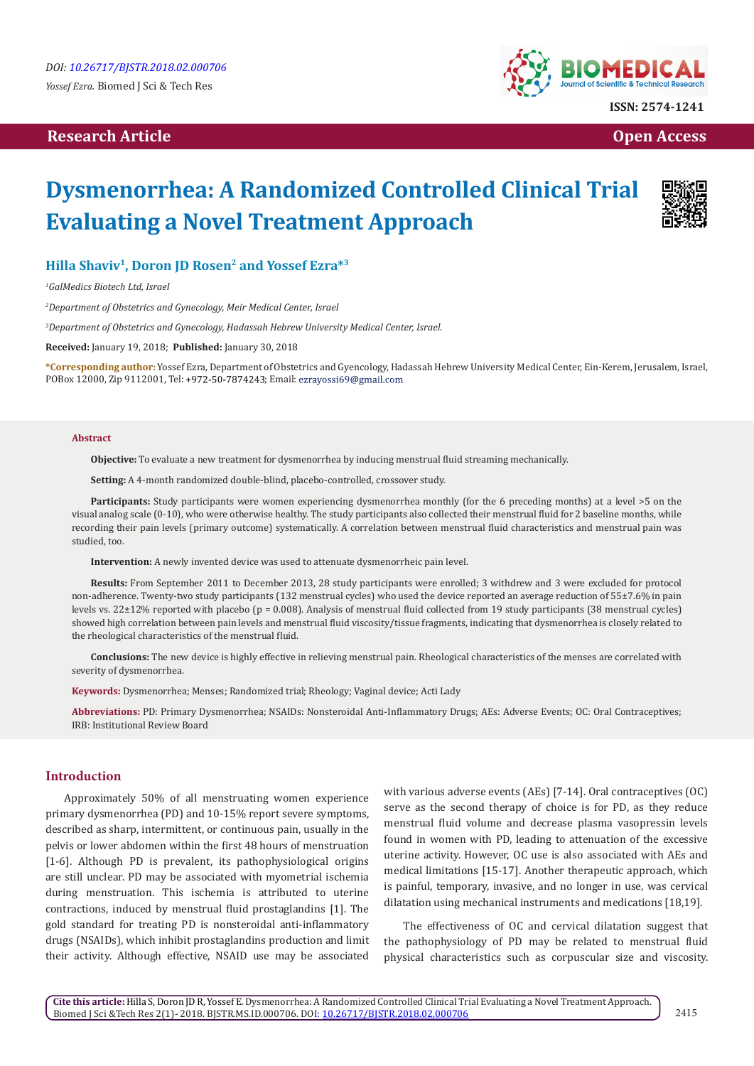DOI: 10.26717/BJSTR.2018.02.000706

*Yossef Ezra.* Biomed J Sci & Tech Res

ISSN: 2574-1241

**Research Article** **Open Access**

# Dysmenorrhea: A Randomized Controlled Clinical Trial Evaluating a Novel Treatment Approach

**Hilla Shaviv[1], Doron JD Rosen[2] and Yossef Ezra*[3]**

*[1]GalMedics Biotech Ltd, Israel*

*[2]Department of Obstetrics and Gynecology, Meir Medical Center, Israel*

*[3]Department of Obstetrics and Gynecology, Hadassah Hebrew University Medical Center, Israel.*

**Received:** January 19, 2018; **Published:** January 30, 2018

**\*Corresponding author:** Yossef Ezra, Department of Obstetrics and Gyencology, Hadassah Hebrew University Medical Center, Ein-Kerem, Jerusalem, Israel, POBox 12000, Zip 9112001, Tel: +972-50-7874243; Email: ezrayossi69@gmail.com

## Abstract

**Objective:** To evaluate a new treatment for dysmenorrhea by inducing menstrual fluid streaming mechanically.

**Setting:** A 4-month randomized double-blind, placebo-controlled, crossover study.

**Participants:** Study participants were women experiencing dysmenorrhea monthly (for the 6 preceding months) at a level >5 on the visual analog scale (0-10), who were otherwise healthy. The study participants also collected their menstrual fluid for 2 baseline months, while recording their pain levels (primary outcome) systematically. A correlation between menstrual fluid characteristics and menstrual pain was studied, too.

**Intervention:** A newly invented device was used to attenuate dysmenorrheic pain level.

**Results:** From September 2011 to December 2013, 28 study participants were enrolled; 3 withdrew and 3 were excluded for protocol non-adherence. Twenty-two study participants (132 menstrual cycles) who used the device reported an average reduction of 55±7.6% in pain levels vs. 22±12% reported with placebo ($p = 0.008$). Analysis of menstrual fluid collected from 19 study participants (38 menstrual cycles) showed high correlation between pain levels and menstrual fluid viscosity/tissue fragments, indicating that dysmenorrhea is closely related to the rheological characteristics of the menstrual fluid.

**Conclusions:** The new device is highly effective in relieving menstrual pain. Rheological characteristics of the menses are correlated with severity of dysmenorrhea.

**Keywords:** Dysmenorrhea; Menses; Randomized trial; Rheology; Vaginal device; Acti Lady

**Abbreviations:** PD: Primary Dysmenorrhea; NSAIDs: Nonsteroidal Anti-Inflammatory Drugs; AEs: Adverse Events; OC: Oral Contraceptives; IRB: Institutional Review Board

## Introduction

Approximately 50% of all menstruating women experience primary dysmenorrhea (PD) and 10-15% report severe symptoms, described as sharp, intermittent, or continuous pain, usually in the pelvis or lower abdomen within the first 48 hours of menstruation [1-6]. Although PD is prevalent, its pathophysiological origins are still unclear. PD may be associated with myometrial ischemia during menstruation. This ischemia is attributed to uterine contractions, induced by menstrual fluid prostaglandins [1]. The gold standard for treating PD is nonsteroidal anti-inflammatory drugs (NSAIDs), which inhibit prostaglandins production and limit their activity. Although effective, NSAID use may be associated with various adverse events (AEs) [7-14]. Oral contraceptives (OC) serve as the second therapy of choice is for PD, as they reduce menstrual fluid volume and decrease plasma vasopressin levels found in women with PD, leading to attenuation of the excessive uterine activity. However, OC use is also associated with AEs and medical limitations [15-17]. Another therapeutic approach, which is painful, temporary, invasive, and no longer in use, was cervical dilatation using mechanical instruments and medications [18,19].

The effectiveness of OC and cervical dilatation suggest that the pathophysiology of PD may be related to menstrual fluid physical characteristics such as corpuscular size and viscosity.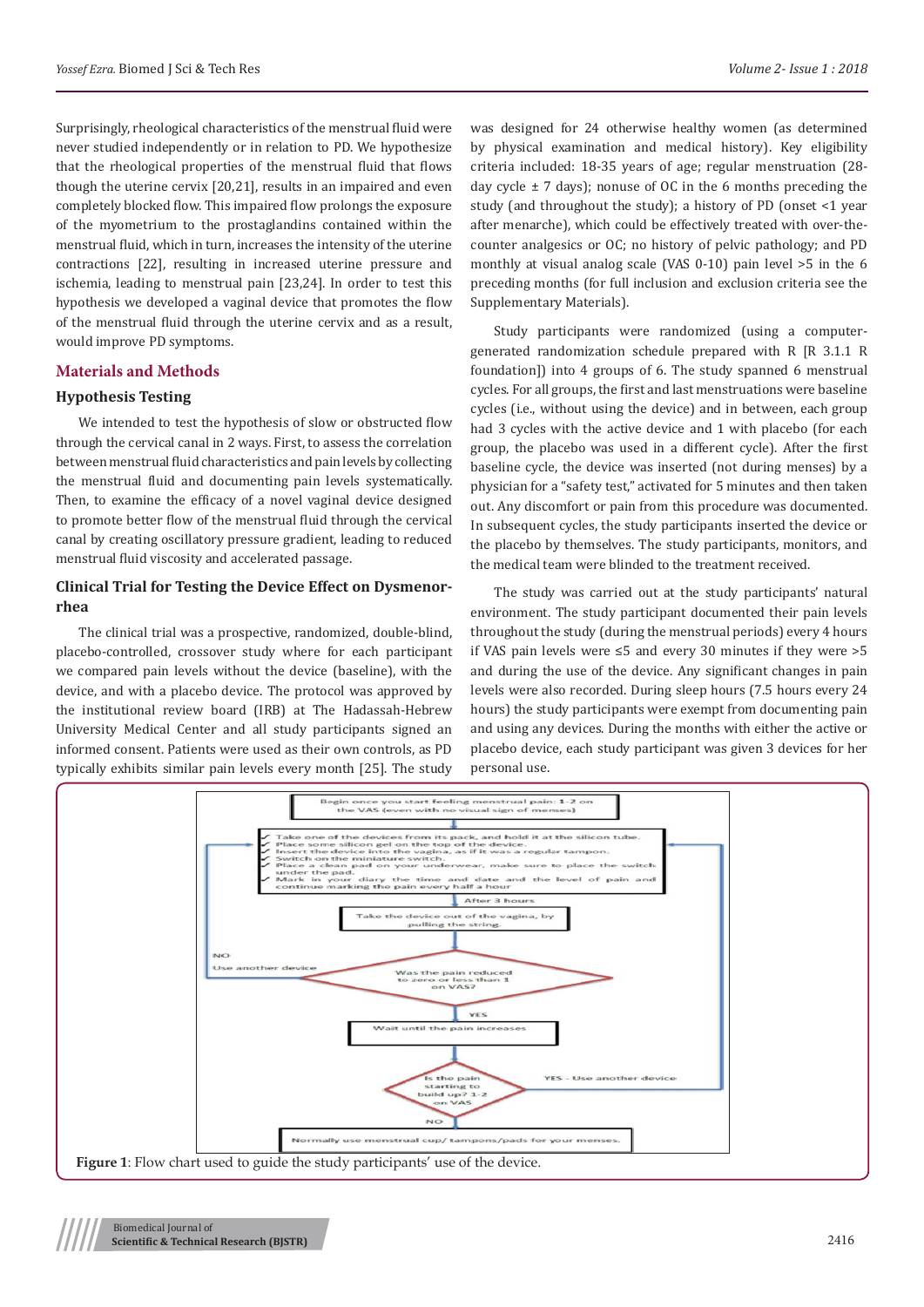Surprisingly, rheological characteristics of the menstrual fluid were never studied independently or in relation to PD. We hypothesize that the rheological properties of the menstrual fluid that flows though the uterine cervix [20,21], results in an impaired and even completely blocked flow. This impaired flow prolongs the exposure of the myometrium to the prostaglandins contained within the menstrual fluid, which in turn, increases the intensity of the uterine contractions [22], resulting in increased uterine pressure and ischemia, leading to menstrual pain [23,24]. In order to test this hypothesis we developed a vaginal device that promotes the flow of the menstrual fluid through the uterine cervix and as a result, would improve PD symptoms.

## Materials and Methods

### Hypothesis Testing

We intended to test the hypothesis of slow or obstructed flow through the cervical canal in 2 ways. First, to assess the correlation between menstrual fluid characteristics and pain levels by collecting the menstrual fluid and documenting pain levels systematically. Then, to examine the efficacy of a novel vaginal device designed to promote better flow of the menstrual fluid through the cervical canal by creating oscillatory pressure gradient, leading to reduced menstrual fluid viscosity and accelerated passage.

### Clinical Trial for Testing the Device Effect on Dysmenorrhea

The clinical trial was a prospective, randomized, double-blind, placebo-controlled, crossover study where for each participant we compared pain levels without the device (baseline), with the device, and with a placebo device. The protocol was approved by the institutional review board (IRB) at The Hadassah-Hebrew University Medical Center and all study participants signed an informed consent. Patients were used as their own controls, as PD typically exhibits similar pain levels every month [25]. The study was designed for 24 otherwise healthy women (as determined by physical examination and medical history). Key eligibility criteria included: 18-35 years of age; regular menstruation (28-day cycle ± 7 days); nonuse of OC in the 6 months preceding the study (and throughout the study); a history of PD (onset <1 year after menarche), which could be effectively treated with over-the-counter analgesics or OC; no history of pelvic pathology; and PD monthly at visual analog scale (VAS 0-10) pain level >5 in the 6 preceding months (for full inclusion and exclusion criteria see the Supplementary Materials).

Study participants were randomized (using a computer-generated randomization schedule prepared with R [R 3.1.1 R foundation]) into 4 groups of 6. The study spanned 6 menstrual cycles. For all groups, the first and last menstruations were baseline cycles (i.e., without using the device) and in between, each group had 3 cycles with the active device and 1 with placebo (for each group, the placebo was used in a different cycle). After the first baseline cycle, the device was inserted (not during menses) by a physician for a "safety test," activated for 5 minutes and then taken out. Any discomfort or pain from this procedure was documented. In subsequent cycles, the study participants inserted the device or the placebo by themselves. The study participants, monitors, and the medical team were blinded to the treatment received.

The study was carried out at the study participants' natural environment. The study participant documented their pain levels throughout the study (during the menstrual periods) every 4 hours if VAS pain levels were ≤5 and every 30 minutes if they were >5 and during the use of the device. Any significant changes in pain levels were also recorded. During sleep hours (7.5 hours every 24 hours) the study participants were exempt from documenting pain and using any devices. During the months with either the active or placebo device, each study participant was given 3 devices for her personal use.

Begin once you start feeling menstrual pain: 1-2 on the VAS (even with no visual sign of menses)

✓ Take one of the devices from its pack, and hold it at the silicon tube.
✓ Place some silicon gel on the top of the device.
✓ Insert the device into the vagina, as if it was a regular tampon.
✓ Switch on the miniature switch.
✓ Place a clean pad on your underwear, make sure to place the switch under the pad.
✓ Mark in your diary the time and date and the level of pain and continue marking the pain every half a hour

After 3 hours

Take the device out of the vagina, by pulling the string.

Was the pain reduced to zero or less than 1 on VAS?

NO
Use another device

YES

Wait until the pain increases

Is the pain starting to build up? 1-2 on VAS

YES - Use another device

NO

Normally use menstrual cup/ tampons/pads for your menses.

**Figure 1**: Flow chart used to guide the study participants' use of the device.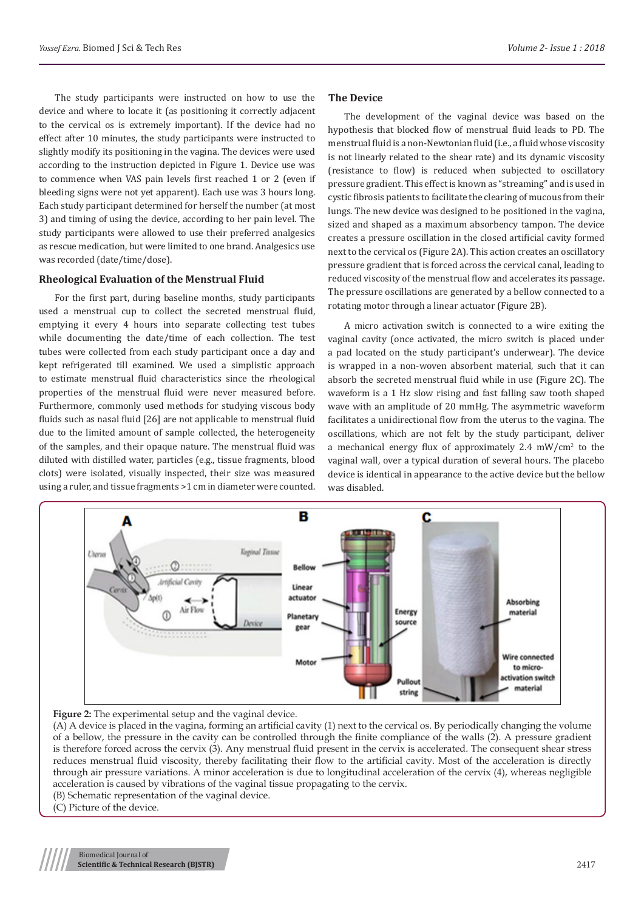The study participants were instructed on how to use the device and where to locate it (as positioning it correctly adjacent to the cervical os is extremely important). If the device had no effect after 10 minutes, the study participants were instructed to slightly modify its positioning in the vagina. The devices were used according to the instruction depicted in Figure 1. Device use was to commence when VAS pain levels first reached 1 or 2 (even if bleeding signs were not yet apparent). Each use was 3 hours long. Each study participant determined for herself the number (at most 3) and timing of using the device, according to her pain level. The study participants were allowed to use their preferred analgesics as rescue medication, but were limited to one brand. Analgesics use was recorded (date/time/dose).

### Rheological Evaluation of the Menstrual Fluid

For the first part, during baseline months, study participants used a menstrual cup to collect the secreted menstrual fluid, emptying it every 4 hours into separate collecting test tubes while documenting the date/time of each collection. The test tubes were collected from each study participant once a day and kept refrigerated till examined. We used a simplistic approach to estimate menstrual fluid characteristics since the rheological properties of the menstrual fluid were never measured before. Furthermore, commonly used methods for studying viscous body fluids such as nasal fluid [26] are not applicable to menstrual fluid due to the limited amount of sample collected, the heterogeneity of the samples, and their opaque nature. The menstrual fluid was diluted with distilled water, particles (e.g., tissue fragments, blood clots) were isolated, visually inspected, their size was measured using a ruler, and tissue fragments >1 cm in diameter were counted.

### The Device

The development of the vaginal device was based on the hypothesis that blocked flow of menstrual fluid leads to PD. The menstrual fluid is a non-Newtonian fluid (i.e., a fluid whose viscosity is not linearly related to the shear rate) and its dynamic viscosity (resistance to flow) is reduced when subjected to oscillatory pressure gradient. This effect is known as "streaming" and is used in cystic fibrosis patients to facilitate the clearing of mucous from their lungs. The new device was designed to be positioned in the vagina, sized and shaped as a maximum absorbency tampon. The device creates a pressure oscillation in the closed artificial cavity formed next to the cervical os (Figure 2A). This action creates an oscillatory pressure gradient that is forced across the cervical canal, leading to reduced viscosity of the menstrual flow and accelerates its passage. The pressure oscillations are generated by a bellow connected to a rotating motor through a linear actuator (Figure 2B).

A micro activation switch is connected to a wire exiting the vaginal cavity (once activated, the micro switch is placed under a pad located on the study participant's underwear). The device is wrapped in a non-woven absorbent material, such that it can absorb the secreted menstrual fluid while in use (Figure 2C). The waveform is a 1 Hz slow rising and fast falling saw tooth shaped wave with an amplitude of 20 mmHg. The asymmetric waveform facilitates a unidirectional flow from the uterus to the vagina. The oscillations, which are not felt by the study participant, deliver a mechanical energy flux of approximately 2.4 mW/cm$^2$ to the vaginal wall, over a typical duration of several hours. The placebo device is identical in appearance to the active device but the bellow was disabled.

A
Uterus
Vaginal Tissue
Cervix
Artificial Cavity
Δp(t)
Air Flow
Device
B
Bellow
Linear actuator
Planetary gear
Motor
Energy source
Pullout string
C
Absorbing material
Wire connected to micro-activation switch material

Figure 2: The experimental setup and the vaginal device.
(A) A device is placed in the vagina, forming an artificial cavity (1) next to the cervical os. By periodically changing the volume of a bellow, the pressure in the cavity can be controlled through the finite compliance of the walls (2). A pressure gradient is therefore forced across the cervix (3). Any menstrual fluid present in the cervix is accelerated. The consequent shear stress reduces menstrual fluid viscosity, thereby facilitating their flow to the artificial cavity. Most of the acceleration is directly through air pressure variations. A minor acceleration is due to longitudinal acceleration of the cervix (4), whereas negligible acceleration is caused by vibrations of the vaginal tissue propagating to the cervix.
(B) Schematic representation of the vaginal device.
(C) Picture of the device.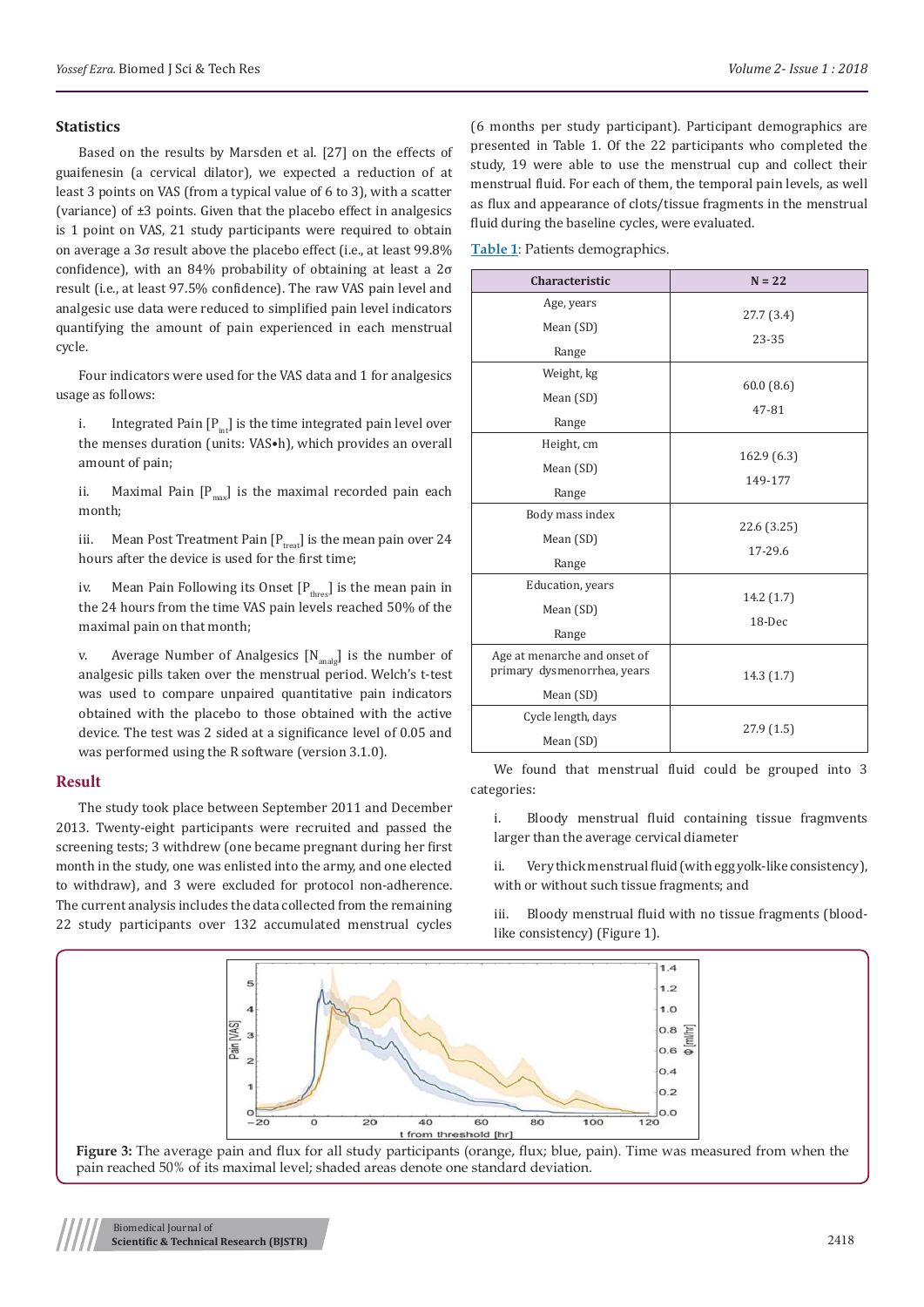## Statistics

Based on the results by Marsden et al. [27] on the effects of guaifenesin (a cervical dilator), we expected a reduction of at least 3 points on VAS (from a typical value of 6 to 3), with a scatter (variance) of ±3 points. Given that the placebo effect in analgesics is 1 point on VAS, 21 study participants were required to obtain on average a 3σ result above the placebo effect (i.e., at least 99.8% confidence), with an 84% probability of obtaining at least a 2σ result (i.e., at least 97.5% confidence). The raw VAS pain level and analgesic use data were reduced to simplified pain level indicators quantifying the amount of pain experienced in each menstrual cycle.

Four indicators were used for the VAS data and 1 for analgesics usage as follows:

i. Integrated Pain [$P_{int}$] is the time integrated pain level over the menses duration (units: VAS•h), which provides an overall amount of pain;

ii. Maximal Pain [$P_{max}$] is the maximal recorded pain each month;

iii. Mean Post Treatment Pain [$P_{treat}$] is the mean pain over 24 hours after the device is used for the first time;

iv. Mean Pain Following its Onset [$P_{thres}$] is the mean pain in the 24 hours from the time VAS pain levels reached 50% of the maximal pain on that month;

v. Average Number of Analgesics [$N_{analg}$] is the number of analgesic pills taken over the menstrual period. Welch's t-test was used to compare unpaired quantitative pain indicators obtained with the placebo to those obtained with the active device. The test was 2 sided at a significance level of 0.05 and was performed using the R software (version 3.1.0).

## Result

The study took place between September 2011 and December 2013. Twenty-eight participants were recruited and passed the screening tests; 3 withdrew (one became pregnant during her first month in the study, one was enlisted into the army, and one elected to withdraw), and 3 were excluded for protocol non-adherence. The current analysis includes the data collected from the remaining 22 study participants over 132 accumulated menstrual cycles (6 months per study participant). Participant demographics are presented in Table 1. Of the 22 participants who completed the study, 19 were able to use the menstrual cup and collect their menstrual fluid. For each of them, the temporal pain levels, as well as flux and appearance of clots/tissue fragments in the menstrual fluid during the baseline cycles, were evaluated.

Table 1: Patients demographics.

| Characteristic | N = 22 |
|---|---|
| Age, years<br>Mean (SD)<br>Range | 27.7 (3.4)<br>23-35 |
| Weight, kg<br>Mean (SD)<br>Range | 60.0 (8.6)<br>47-81 |
| Height, cm<br>Mean (SD)<br>Range | 162.9 (6.3)<br>149-177 |
| Body mass index<br>Mean (SD)<br>Range | 22.6 (3.25)<br>17-29.6 |
| Education, years<br>Mean (SD)<br>Range | 14.2 (1.7)<br>18-Dec |
| Age at menarche and onset of primary dysmenorrhea, years<br>Mean (SD) | 14.3 (1.7) |
| Cycle length, days<br>Mean (SD) | 27.9 (1.5) |

We found that menstrual fluid could be grouped into 3 categories:

i. Bloody menstrual fluid containing tissue fragmvents larger than the average cervical diameter

ii. Very thick menstrual fluid (with egg yolk-like consistency), with or without such tissue fragments; and

iii. Bloody menstrual fluid with no tissue fragments (blood-like consistency) (Figure 1).

Pain [VAS]
0
1
2
3
4
5
−20
0
20
40
60
80
100
120
t from threshold [hr]
Φ [ml/hr]
0.0
0.2
0.4
0.6
0.8
1.0
1.2
1.4

**Figure 3:** The average pain and flux for all study participants (orange, flux; blue, pain). Time was measured from when the pain reached 50% of its maximal level; shaded areas denote one standard deviation.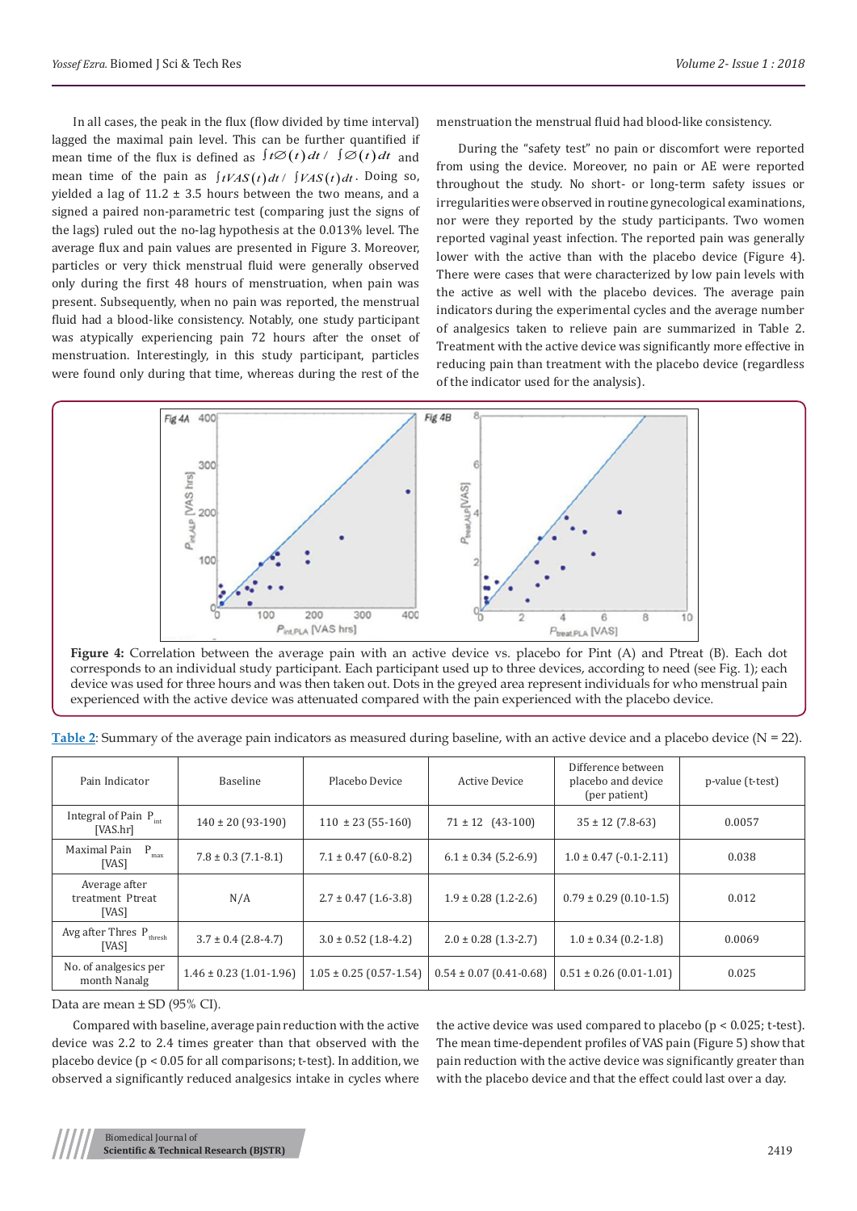In all cases, the peak in the flux (flow divided by time interval) lagged the maximal pain level. This can be further quantified if mean time of the flux is defined as $\int t\varnothing(t)dt \,/\, \int\varnothing(t)dt$ and mean time of the pain as $\int tVAS(t)dt \,/\, \int VAS(t)dt$. Doing so, yielded a lag of 11.2 ± 3.5 hours between the two means, and a signed a paired non-parametric test (comparing just the signs of the lags) ruled out the no-lag hypothesis at the 0.013% level. The average flux and pain values are presented in Figure 3. Moreover, particles or very thick menstrual fluid were generally observed only during the first 48 hours of menstruation, when pain was present. Subsequently, when no pain was reported, the menstrual fluid had a blood-like consistency. Notably, one study participant was atypically experiencing pain 72 hours after the onset of menstruation. Interestingly, in this study participant, particles were found only during that time, whereas during the rest of the menstruation the menstrual fluid had blood-like consistency.

During the "safety test" no pain or discomfort were reported from using the device. Moreover, no pain or AE were reported throughout the study. No short- or long-term safety issues or irregularities were observed in routine gynecological examinations, nor were they reported by the study participants. Two women reported vaginal yeast infection. The reported pain was generally lower with the active than with the placebo device (Figure 4). There were cases that were characterized by low pain levels with the active as well with the placebo devices. The average pain indicators during the experimental cycles and the average number of analgesics taken to relieve pain are summarized in Table 2. Treatment with the active device was significantly more effective in reducing pain than treatment with the placebo device (regardless of the indicator used for the analysis).

Fig 4A
$P_{int,ALP}$ [VAS hrs]
$P_{int,PLA}$ [VAS hrs]
0 100 200 300 400

Fig 4B
$P_{treat,ALP}$ [VAS]
$P_{treat,PLA}$ [VAS]
0 2 4 6 8 10

**Figure 4:** Correlation between the average pain with an active device vs. placebo for Pint (A) and Ptreat (B). Each dot corresponds to an individual study participant. Each participant used up to three devices, according to need (see Fig. 1); each device was used for three hours and was then taken out. Dots in the greyed area represent individuals for who menstrual pain experienced with the active device was attenuated compared with the pain experienced with the placebo device.

**Table 2**: Summary of the average pain indicators as measured during baseline, with an active device and a placebo device (N = 22).

| Pain Indicator | Baseline | Placebo Device | Active Device | Difference between placebo and device (per patient) | p-value (t-test) |
|---|---|---|---|---|---|
| Integral of Pain $P_{int}$ [VAS.hr] | 140 ± 20 (93-190) | 110 ± 23 (55-160) | 71 ± 12 (43-100) | 35 ± 12 (7.8-63) | 0.0057 |
| Maximal Pain $P_{max}$ [VAS] | 7.8 ± 0.3 (7.1-8.1) | 7.1 ± 0.47 (6.0-8.2) | 6.1 ± 0.34 (5.2-6.9) | 1.0 ± 0.47 (-0.1-2.11) | 0.038 |
| Average after treatment Ptreat [VAS] | N/A | 2.7 ± 0.47 (1.6-3.8) | 1.9 ± 0.28 (1.2-2.6) | 0.79 ± 0.29 (0.10-1.5) | 0.012 |
| Avg after Thres $P_{thresh}$ [VAS] | 3.7 ± 0.4 (2.8-4.7) | 3.0 ± 0.52 (1.8-4.2) | 2.0 ± 0.28 (1.3-2.7) | 1.0 ± 0.34 (0.2-1.8) | 0.0069 |
| No. of analgesics per month Nanalg | 1.46 ± 0.23 (1.01-1.96) | 1.05 ± 0.25 (0.57-1.54) | 0.54 ± 0.07 (0.41-0.68) | 0.51 ± 0.26 (0.01-1.01) | 0.025 |

Data are mean ± SD (95% CI).

Compared with baseline, average pain reduction with the active device was 2.2 to 2.4 times greater than that observed with the placebo device ($p < 0.05$ for all comparisons; t-test). In addition, we observed a significantly reduced analgesics intake in cycles where the active device was used compared to placebo ($p < 0.025$; t-test). The mean time-dependent profiles of VAS pain (Figure 5) show that pain reduction with the active device was significantly greater than with the placebo device and that the effect could last over a day.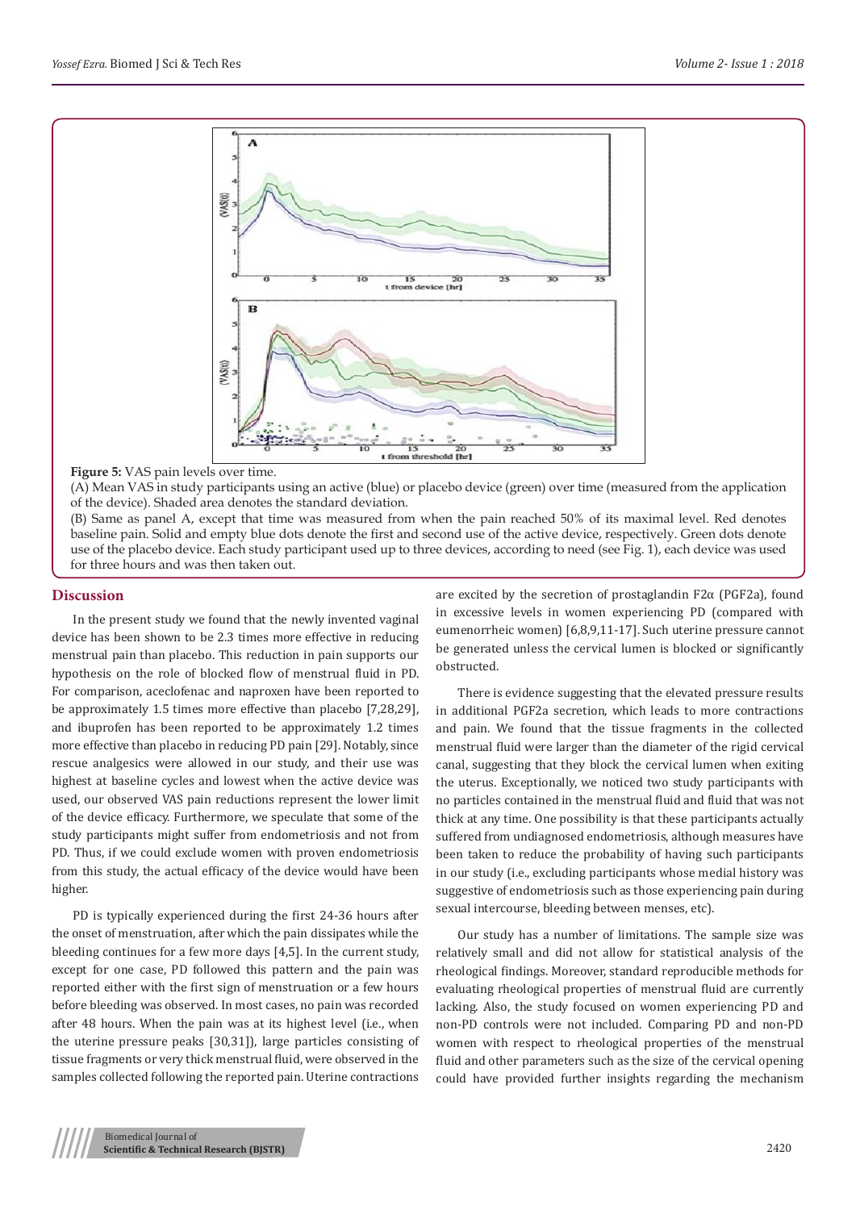A

(VAS(t))

6
5
4
3
2
1
0

0 5 10 15 20 25 30 35

t from device [hr]

B

(VAS(t))

6
5
4
3
2
1
0

0 5 10 15 20 25 30 35

t from threshold [hr]

**Figure 5:** VAS pain levels over time.

(A) Mean VAS in study participants using an active (blue) or placebo device (green) over time (measured from the application of the device). Shaded area denotes the standard deviation.

(B) Same as panel A, except that time was measured from when the pain reached 50% of its maximal level. Red denotes baseline pain. Solid and empty blue dots denote the first and second use of the active device, respectively. Green dots denote use of the placebo device. Each study participant used up to three devices, according to need (see Fig. 1), each device was used for three hours and was then taken out.

## Discussion

In the present study we found that the newly invented vaginal device has been shown to be 2.3 times more effective in reducing menstrual pain than placebo. This reduction in pain supports our hypothesis on the role of blocked flow of menstrual fluid in PD. For comparison, aceclofenac and naproxen have been reported to be approximately 1.5 times more effective than placebo [7,28,29], and ibuprofen has been reported to be approximately 1.2 times more effective than placebo in reducing PD pain [29]. Notably, since rescue analgesics were allowed in our study, and their use was highest at baseline cycles and lowest when the active device was used, our observed VAS pain reductions represent the lower limit of the device efficacy. Furthermore, we speculate that some of the study participants might suffer from endometriosis and not from PD. Thus, if we could exclude women with proven endometriosis from this study, the actual efficacy of the device would have been higher.

PD is typically experienced during the first 24-36 hours after the onset of menstruation, after which the pain dissipates while the bleeding continues for a few more days [4,5]. In the current study, except for one case, PD followed this pattern and the pain was reported either with the first sign of menstruation or a few hours before bleeding was observed. In most cases, no pain was recorded after 48 hours. When the pain was at its highest level (i.e., when the uterine pressure peaks [30,31]), large particles consisting of tissue fragments or very thick menstrual fluid, were observed in the samples collected following the reported pain. Uterine contractions are excited by the secretion of prostaglandin F2α (PGF2a), found in excessive levels in women experiencing PD (compared with eumenorrheic women) [6,8,9,11-17]. Such uterine pressure cannot be generated unless the cervical lumen is blocked or significantly obstructed.

There is evidence suggesting that the elevated pressure results in additional PGF2a secretion, which leads to more contractions and pain. We found that the tissue fragments in the collected menstrual fluid were larger than the diameter of the rigid cervical canal, suggesting that they block the cervical lumen when exiting the uterus. Exceptionally, we noticed two study participants with no particles contained in the menstrual fluid and fluid that was not thick at any time. One possibility is that these participants actually suffered from undiagnosed endometriosis, although measures have been taken to reduce the probability of having such participants in our study (i.e., excluding participants whose medial history was suggestive of endometriosis such as those experiencing pain during sexual intercourse, bleeding between menses, etc).

Our study has a number of limitations. The sample size was relatively small and did not allow for statistical analysis of the rheological findings. Moreover, standard reproducible methods for evaluating rheological properties of menstrual fluid are currently lacking. Also, the study focused on women experiencing PD and non-PD controls were not included. Comparing PD and non-PD women with respect to rheological properties of the menstrual fluid and other parameters such as the size of the cervical opening could have provided further insights regarding the mechanism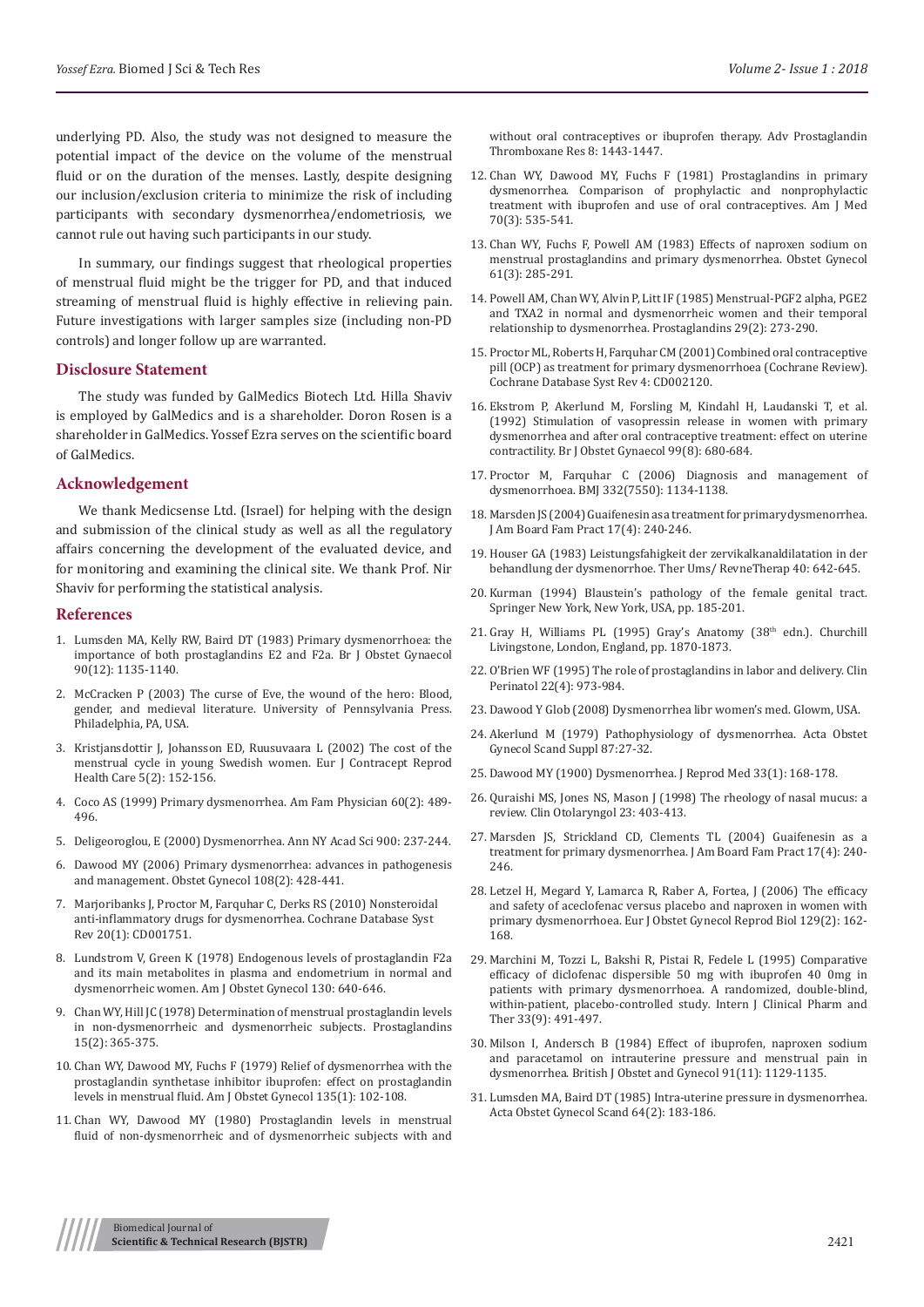underlying PD. Also, the study was not designed to measure the potential impact of the device on the volume of the menstrual fluid or on the duration of the menses. Lastly, despite designing our inclusion/exclusion criteria to minimize the risk of including participants with secondary dysmenorrhea/endometriosis, we cannot rule out having such participants in our study.

In summary, our findings suggest that rheological properties of menstrual fluid might be the trigger for PD, and that induced streaming of menstrual fluid is highly effective in relieving pain. Future investigations with larger samples size (including non-PD controls) and longer follow up are warranted.

## Disclosure Statement

The study was funded by GalMedics Biotech Ltd. Hilla Shaviv is employed by GalMedics and is a shareholder. Doron Rosen is a shareholder in GalMedics. Yossef Ezra serves on the scientific board of GalMedics.

## Acknowledgement

We thank Medicsense Ltd. (Israel) for helping with the design and submission of the clinical study as well as all the regulatory affairs concerning the development of the evaluated device, and for monitoring and examining the clinical site. We thank Prof. Nir Shaviv for performing the statistical analysis.

## References

1. Lumsden MA, Kelly RW, Baird DT (1983) Primary dysmenorrhoea: the importance of both prostaglandins E2 and F2a. Br J Obstet Gynaecol 90(12): 1135-1140.
2. McCracken P (2003) The curse of Eve, the wound of the hero: Blood, gender, and medieval literature. University of Pennsylvania Press. Philadelphia, PA, USA.
3. Kristjansdottir J, Johansson ED, Ruusuvaara L (2002) The cost of the menstrual cycle in young Swedish women. Eur J Contracept Reprod Health Care 5(2): 152-156.
4. Coco AS (1999) Primary dysmenorrhea. Am Fam Physician 60(2): 489-496.
5. Deligeoroglou, E (2000) Dysmenorrhea. Ann NY Acad Sci 900: 237-244.
6. Dawood MY (2006) Primary dysmenorrhea: advances in pathogenesis and management. Obstet Gynecol 108(2): 428-441.
7. Marjoribanks J, Proctor M, Farquhar C, Derks RS (2010) Nonsteroidal anti-inflammatory drugs for dysmenorrhea. Cochrane Database Syst Rev 20(1): CD001751.
8. Lundstrom V, Green K (1978) Endogenous levels of prostaglandin F2a and its main metabolites in plasma and endometrium in normal and dysmenorrheic women. Am J Obstet Gynecol 130: 640-646.
9. Chan WY, Hill JC (1978) Determination of menstrual prostaglandin levels in non-dysmenorrheic and dysmenorrheic subjects. Prostaglandins 15(2): 365-375.
10. Chan WY, Dawood MY, Fuchs F (1979) Relief of dysmenorrhea with the prostaglandin synthetase inhibitor ibuprofen: effect on prostaglandin levels in menstrual fluid. Am J Obstet Gynecol 135(1): 102-108.
11. Chan WY, Dawood MY (1980) Prostaglandin levels in menstrual fluid of non-dysmenorrheic and of dysmenorrheic subjects with and without oral contraceptives or ibuprofen therapy. Adv Prostaglandin Thromboxane Res 8: 1443-1447.
12. Chan WY, Dawood MY, Fuchs F (1981) Prostaglandins in primary dysmenorrhea. Comparison of prophylactic and nonprophylactic treatment with ibuprofen and use of oral contraceptives. Am J Med 70(3): 535-541.
13. Chan WY, Fuchs F, Powell AM (1983) Effects of naproxen sodium on menstrual prostaglandins and primary dysmenorrhea. Obstet Gynecol 61(3): 285-291.
14. Powell AM, Chan WY, Alvin P, Litt IF (1985) Menstrual-PGF2 alpha, PGE2 and TXA2 in normal and dysmenorrheic women and their temporal relationship to dysmenorrhea. Prostaglandins 29(2): 273-290.
15. Proctor ML, Roberts H, Farquhar CM (2001) Combined oral contraceptive pill (OCP) as treatment for primary dysmenorrhoea (Cochrane Review). Cochrane Database Syst Rev 4: CD002120.
16. Ekstrom P, Akerlund M, Forsling M, Kindahl H, Laudanski T, et al. (1992) Stimulation of vasopressin release in women with primary dysmenorrhea and after oral contraceptive treatment: effect on uterine contractility. Br J Obstet Gynaecol 99(8): 680-684.
17. Proctor M, Farquhar C (2006) Diagnosis and management of dysmenorrhoea. BMJ 332(7550): 1134-1138.
18. Marsden JS (2004) Guaifenesin as a treatment for primary dysmenorrhea. J Am Board Fam Pract 17(4): 240-246.
19. Houser GA (1983) Leistungsfahigkeit der zervikalkanaldilatation in der behandlung der dysmenorrhoe. Ther Ums/ RevneTherap 40: 642-645.
20. Kurman (1994) Blaustein's pathology of the female genital tract. Springer New York, New York, USA, pp. 185-201.
21. Gray H, Williams PL (1995) Gray's Anatomy (38th edn.). Churchill Livingstone, London, England, pp. 1870-1873.
22. O'Brien WF (1995) The role of prostaglandins in labor and delivery. Clin Perinatol 22(4): 973-984.
23. Dawood Y Glob (2008) Dysmenorrhea libr women's med. Glowm, USA.
24. Akerlund M (1979) Pathophysiology of dysmenorrhea. Acta Obstet Gynecol Scand Suppl 87:27-32.
25. Dawood MY (1900) Dysmenorrhea. J Reprod Med 33(1): 168-178.
26. Quraishi MS, Jones NS, Mason J (1998) The rheology of nasal mucus: a review. Clin Otolaryngol 23: 403-413.
27. Marsden JS, Strickland CD, Clements TL (2004) Guaifenesin as a treatment for primary dysmenorrhea. J Am Board Fam Pract 17(4): 240-246.
28. Letzel H, Megard Y, Lamarca R, Raber A, Fortea, J (2006) The efficacy and safety of aceclofenac versus placebo and naproxen in women with primary dysmenorrhoea. Eur J Obstet Gynecol Reprod Biol 129(2): 162-168.
29. Marchini M, Tozzi L, Bakshi R, Pistai R, Fedele L (1995) Comparative efficacy of diclofenac dispersible 50 mg with ibuprofen 40 0mg in patients with primary dysmenorrhoea. A randomized, double-blind, within-patient, placebo-controlled study. Intern J Clinical Pharm and Ther 33(9): 491-497.
30. Milson I, Andersch B (1984) Effect of ibuprofen, naproxen sodium and paracetamol on intrauterine pressure and menstrual pain in dysmenorrhea. British J Obstet and Gynecol 91(11): 1129-1135.
31. Lumsden MA, Baird DT (1985) Intra-uterine pressure in dysmenorrhea. Acta Obstet Gynecol Scand 64(2): 183-186.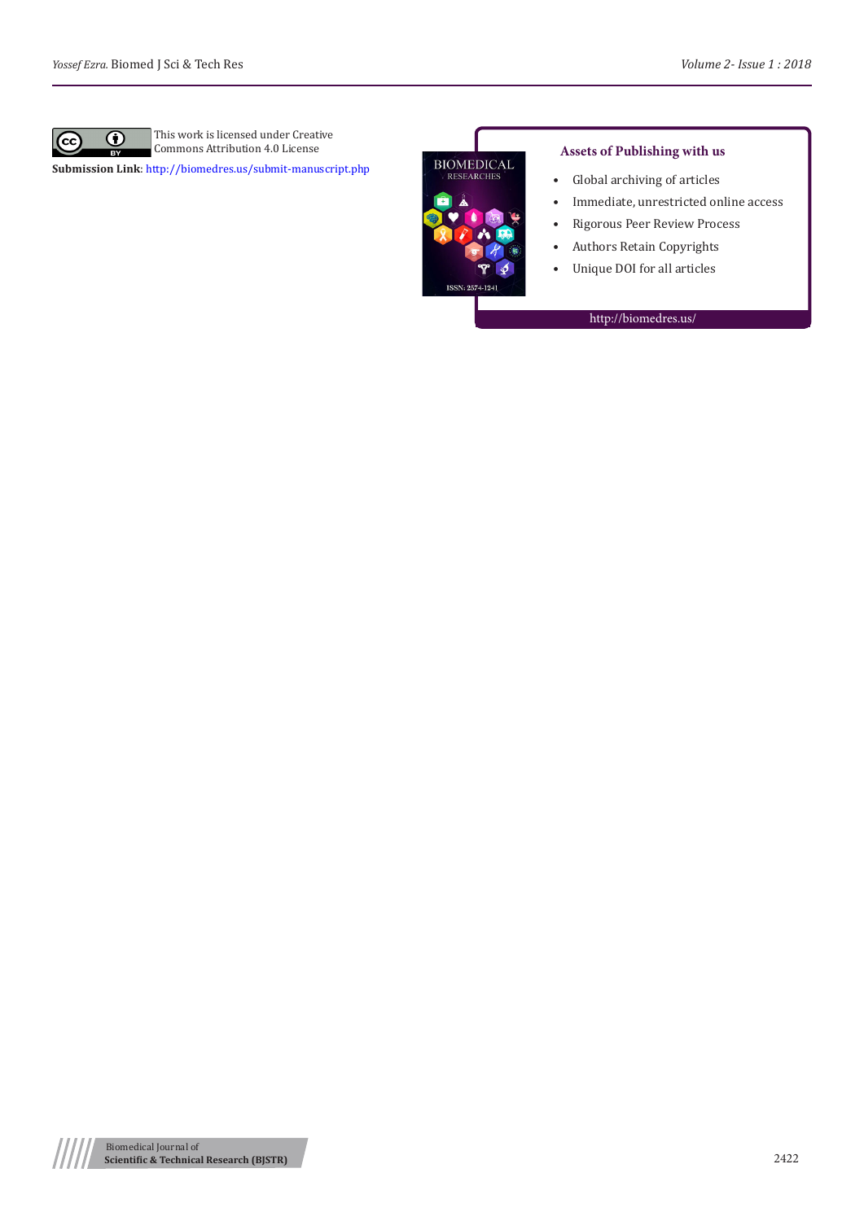This work is licensed under Creative Commons Attribution 4.0 License

**Submission Link**: http://biomedres.us/submit-manuscript.php

### Assets of Publishing with us

- Global archiving of articles
- Immediate, unrestricted online access
- Rigorous Peer Review Process
- Authors Retain Copyrights
- Unique DOI for all articles

http://biomedres.us/